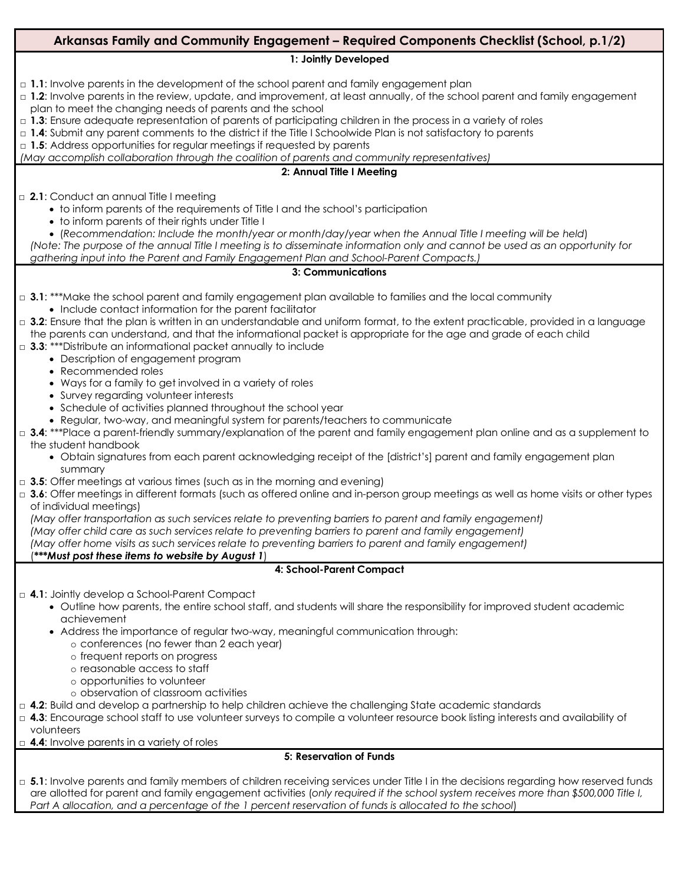# Arkansas Family and Community Engagement – Required Components Checklist (School, p.1/2)

## 1: Jointly Developed

□ **1.1**: Involve parents in the development of the school parent and family engagement plan
□ **1.2**: Involve parents in the review, update, and improvement, at least annually, of the school parent and family engagement plan to meet the changing needs of parents and the school
□ **1.3**: Ensure adequate representation of parents of participating children in the process in a variety of roles
□ **1.4**: Submit any parent comments to the district if the Title I Schoolwide Plan is not satisfactory to parents
□ **1.5**: Address opportunities for regular meetings if requested by parents
*(May accomplish collaboration through the coalition of parents and community representatives)*

## 2: Annual Title I Meeting

□ **2.1**: Conduct an annual Title I meeting
- to inform parents of the requirements of Title I and the school's participation
- to inform parents of their rights under Title I
- (*Recommendation: Include the month/year or month/day/year when the Annual Title I meeting will be held*)

*(Note: The purpose of the annual Title I meeting is to disseminate information only and cannot be used as an opportunity for gathering input into the Parent and Family Engagement Plan and School-Parent Compacts.)*

## 3: Communications

□ **3.1**: ***Make the school parent and family engagement plan available to families and the local community
- Include contact information for the parent facilitator

□ **3.2**: Ensure that the plan is written in an understandable and uniform format, to the extent practicable, provided in a language the parents can understand, and that the informational packet is appropriate for the age and grade of each child
□ **3.3**: ***Distribute an informational packet annually to include
- Description of engagement program
- Recommended roles
- Ways for a family to get involved in a variety of roles
- Survey regarding volunteer interests
- Schedule of activities planned throughout the school year
- Regular, two-way, and meaningful system for parents/teachers to communicate

□ **3.4**: ***Place a parent-friendly summary/explanation of the parent and family engagement plan online and as a supplement to the student handbook
- Obtain signatures from each parent acknowledging receipt of the [district's] parent and family engagement plan summary

□ **3.5**: Offer meetings at various times (such as in the morning and evening)
□ **3.6**: Offer meetings in different formats (such as offered online and in-person group meetings as well as home visits or other types of individual meetings)
*(May offer transportation as such services relate to preventing barriers to parent and family engagement)*
*(May offer child care as such services relate to preventing barriers to parent and family engagement)*
*(May offer home visits as such services relate to preventing barriers to parent and family engagement)*
(***Must post these items to website by August 1*)

## 4: School-Parent Compact

□ **4.1**: Jointly develop a School-Parent Compact
- Outline how parents, the entire school staff, and students will share the responsibility for improved student academic achievement
- Address the importance of regular two-way, meaningful communication through:
  - conferences (no fewer than 2 each year)
  - frequent reports on progress
  - reasonable access to staff
  - opportunities to volunteer
  - observation of classroom activities

□ **4.2**: Build and develop a partnership to help children achieve the challenging State academic standards
□ **4.3**: Encourage school staff to use volunteer surveys to compile a volunteer resource book listing interests and availability of volunteers
□ **4.4**: Involve parents in a variety of roles

## 5: Reservation of Funds

□ **5.1**: Involve parents and family members of children receiving services under Title I in the decisions regarding how reserved funds are allotted for parent and family engagement activities (*only required if the school system receives more than $500,000 Title I, Part A allocation, and a percentage of the 1 percent reservation of funds is allocated to the school*)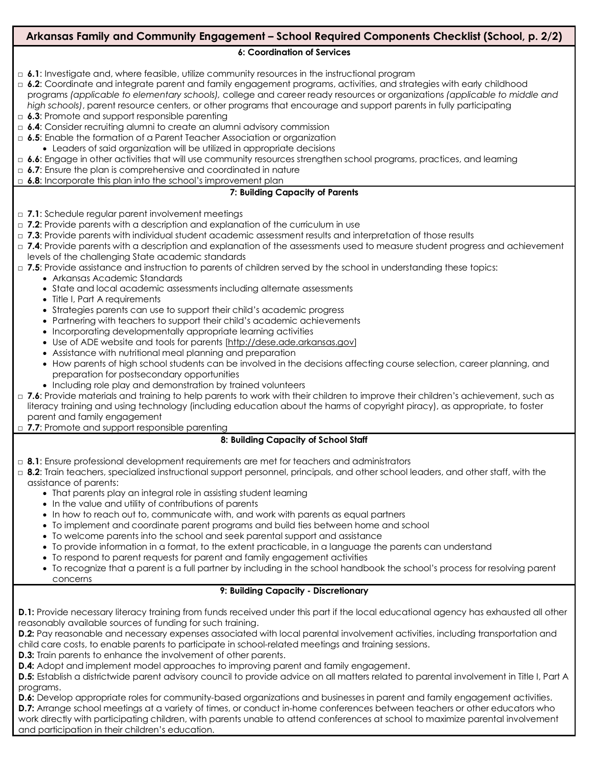# Arkansas Family and Community Engagement – School Required Components Checklist (School, p. 2/2)

## 6: Coordination of Services

- □ **6.1**: Investigate and, where feasible, utilize community resources in the instructional program
- □ **6.2**: Coordinate and integrate parent and family engagement programs, activities, and strategies with early childhood programs *(applicable to elementary schools)*, college and career ready resources or organizations *(applicable to middle and high schools)*, parent resource centers, or other programs that encourage and support parents in fully participating
- □ **6.3**: Promote and support responsible parenting
- □ **6.4**: Consider recruiting alumni to create an alumni advisory commission
- □ **6.5**: Enable the formation of a Parent Teacher Association or organization
  - Leaders of said organization will be utilized in appropriate decisions
- □ **6.6**: Engage in other activities that will use community resources strengthen school programs, practices, and learning
- □ **6.7**: Ensure the plan is comprehensive and coordinated in nature
- □ **6.8**: Incorporate this plan into the school's improvement plan

## 7: Building Capacity of Parents

- □ **7.1**: Schedule regular parent involvement meetings
- □ **7.2**: Provide parents with a description and explanation of the curriculum in use
- □ **7.3**: Provide parents with individual student academic assessment results and interpretation of those results
- □ **7.4**: Provide parents with a description and explanation of the assessments used to measure student progress and achievement levels of the challenging State academic standards
- □ **7.5**: Provide assistance and instruction to parents of children served by the school in understanding these topics:
  - Arkansas Academic Standards
  - State and local academic assessments including alternate assessments
  - Title I, Part A requirements
  - Strategies parents can use to support their child's academic progress
  - Partnering with teachers to support their child's academic achievements
  - Incorporating developmentally appropriate learning activities
  - Use of ADE website and tools for parents [http://dese.ade.arkansas.gov]
  - Assistance with nutritional meal planning and preparation
  - How parents of high school students can be involved in the decisions affecting course selection, career planning, and preparation for postsecondary opportunities
  - Including role play and demonstration by trained volunteers
- □ **7.6**: Provide materials and training to help parents to work with their children to improve their children's achievement, such as literacy training and using technology (including education about the harms of copyright piracy), as appropriate, to foster parent and family engagement
- □ **7.7**: Promote and support responsible parenting

## 8: Building Capacity of School Staff

- □ **8.1**: Ensure professional development requirements are met for teachers and administrators
- □ **8.2**: Train teachers, specialized instructional support personnel, principals, and other school leaders, and other staff, with the assistance of parents:
  - That parents play an integral role in assisting student learning
  - In the value and utility of contributions of parents
  - In how to reach out to, communicate with, and work with parents as equal partners
  - To implement and coordinate parent programs and build ties between home and school
  - To welcome parents into the school and seek parental support and assistance
  - To provide information in a format, to the extent practicable, in a language the parents can understand
  - To respond to parent requests for parent and family engagement activities
  - To recognize that a parent is a full partner by including in the school handbook the school's process for resolving parent concerns

## 9: Building Capacity - Discretionary

**D.1:** Provide necessary literacy training from funds received under this part if the local educational agency has exhausted all other reasonably available sources of funding for such training.

**D.2:** Pay reasonable and necessary expenses associated with local parental involvement activities, including transportation and child care costs, to enable parents to participate in school-related meetings and training sessions.

**D.3:** Train parents to enhance the involvement of other parents.

**D.4:** Adopt and implement model approaches to improving parent and family engagement.

**D.5:** Establish a districtwide parent advisory council to provide advice on all matters related to parental involvement in Title I, Part A programs.

**D.6:** Develop appropriate roles for community-based organizations and businesses in parent and family engagement activities.

**D.7:** Arrange school meetings at a variety of times, or conduct in-home conferences between teachers or other educators who work directly with participating children, with parents unable to attend conferences at school to maximize parental involvement and participation in their children's education.